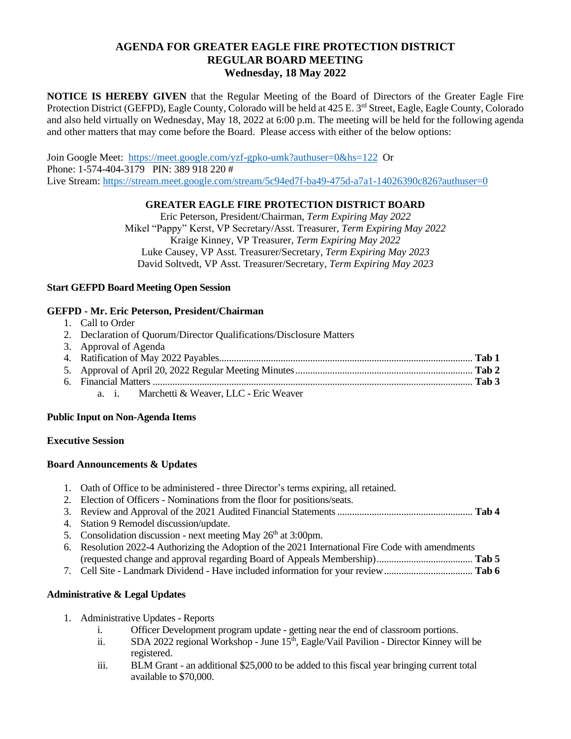# AGENDA FOR GREATER EAGLE FIRE PROTECTION DISTRICT
## REGULAR BOARD MEETING
### Wednesday, 18 May 2022

**NOTICE IS HEREBY GIVEN** that the Regular Meeting of the Board of Directors of the Greater Eagle Fire Protection District (GEFPD), Eagle County, Colorado will be held at 425 E. 3rd Street, Eagle, Eagle County, Colorado and also held virtually on Wednesday, May 18, 2022 at 6:00 p.m. The meeting will be held for the following agenda and other matters that may come before the Board. Please access with either of the below options:

Join Google Meet: https://meet.google.com/yzf-gpko-umk?authuser=0&hs=122 Or
Phone: 1-574-404-3179 PIN: 389 918 220 #
Live Stream: https://stream.meet.google.com/stream/5c94ed7f-ba49-475d-a7a1-14026390c826?authuser=0

**GREATER EAGLE FIRE PROTECTION DISTRICT BOARD**

Eric Peterson, President/Chairman, *Term Expiring May 2022*
Mikel "Pappy" Kerst, VP Secretary/Asst. Treasurer, *Term Expiring May 2022*
Kraige Kinney, VP Treasurer, *Term Expiring May 2022*
Luke Causey, VP Asst. Treasurer/Secretary, *Term Expiring May 2023*
David Soltvedt, VP Asst. Treasurer/Secretary, *Term Expiring May 2023*

**Start GEFPD Board Meeting Open Session**

**GEFPD - Mr. Eric Peterson, President/Chairman**

1. Call to Order
2. Declaration of Quorum/Director Qualifications/Disclosure Matters
3. Approval of Agenda
4. Ratification of May 2022 Payables .................... **Tab 1**
5. Approval of April 20, 2022 Regular Meeting Minutes .................... **Tab 2**
6. Financial Matters .................... **Tab 3**
   a. i. Marchetti & Weaver, LLC - Eric Weaver

**Public Input on Non-Agenda Items**

**Executive Session**

**Board Announcements & Updates**

1. Oath of Office to be administered - three Director's terms expiring, all retained.
2. Election of Officers - Nominations from the floor for positions/seats.
3. Review and Approval of the 2021 Audited Financial Statements .................... **Tab 4**
4. Station 9 Remodel discussion/update.
5. Consolidation discussion - next meeting May 26th at 3:00pm.
6. Resolution 2022-4 Authorizing the Adoption of the 2021 International Fire Code with amendments (requested change and approval regarding Board of Appeals Membership) .................... **Tab 5**
7. Cell Site - Landmark Dividend - Have included information for your review .................... **Tab 6**

**Administrative & Legal Updates**

1. Administrative Updates - Reports
   i. Officer Development program update - getting near the end of classroom portions.
   ii. SDA 2022 regional Workshop - June 15th, Eagle/Vail Pavilion - Director Kinney will be registered.
   iii. BLM Grant - an additional $25,000 to be added to this fiscal year bringing current total available to $70,000.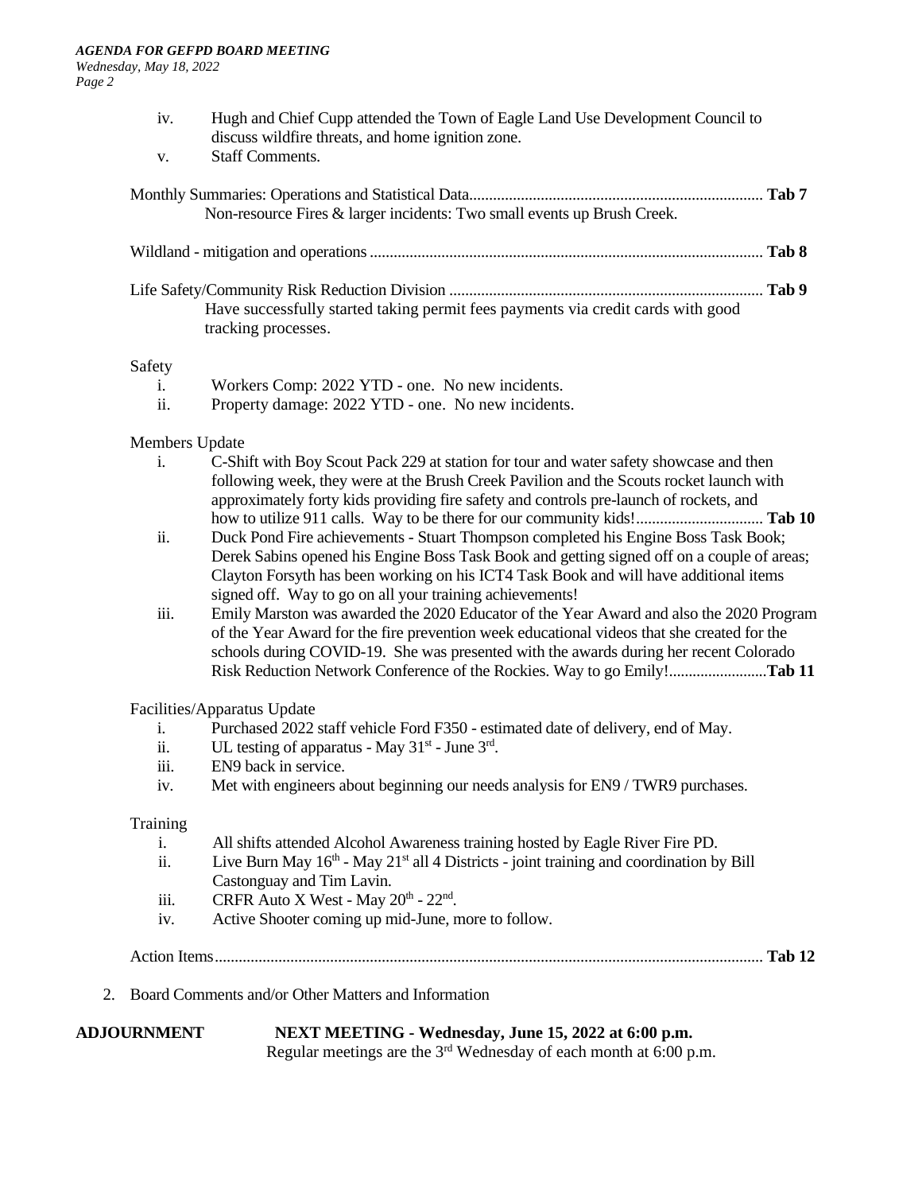iv. Hugh and Chief Cupp attended the Town of Eagle Land Use Development Council to discuss wildfire threats, and home ignition zone.

v. Staff Comments.

Monthly Summaries: Operations and Statistical Data........................................................................ **Tab 7**

Non-resource Fires & larger incidents: Two small events up Brush Creek.

Wildland - mitigation and operations.................................................................................................. **Tab 8**

Life Safety/Community Risk Reduction Division .............................................................................. **Tab 9**

Have successfully started taking permit fees payments via credit cards with good tracking processes.

Safety

i. Workers Comp: 2022 YTD - one. No new incidents.
ii. Property damage: 2022 YTD - one. No new incidents.

Members Update

i. C-Shift with Boy Scout Pack 229 at station for tour and water safety showcase and then following week, they were at the Brush Creek Pavilion and the Scouts rocket launch with approximately forty kids providing fire safety and controls pre-launch of rockets, and how to utilize 911 calls. Way to be there for our community kids!................................ **Tab 10**
ii. Duck Pond Fire achievements - Stuart Thompson completed his Engine Boss Task Book; Derek Sabins opened his Engine Boss Task Book and getting signed off on a couple of areas; Clayton Forsyth has been working on his ICT4 Task Book and will have additional items signed off. Way to go on all your training achievements!
iii. Emily Marston was awarded the 2020 Educator of the Year Award and also the 2020 Program of the Year Award for the fire prevention week educational videos that she created for the schools during COVID-19. She was presented with the awards during her recent Colorado Risk Reduction Network Conference of the Rockies. Way to go Emily!.........................**Tab 11**

Facilities/Apparatus Update

i. Purchased 2022 staff vehicle Ford F350 - estimated date of delivery, end of May.
ii. UL testing of apparatus - May 31st - June 3rd.
iii. EN9 back in service.
iv. Met with engineers about beginning our needs analysis for EN9 / TWR9 purchases.

Training

i. All shifts attended Alcohol Awareness training hosted by Eagle River Fire PD.
ii. Live Burn May 16th - May 21st all 4 Districts - joint training and coordination by Bill Castonguay and Tim Lavin.
iii. CRFR Auto X West - May 20th - 22nd.
iv. Active Shooter coming up mid-June, more to follow.

Action Items........................................................................................................................................ **Tab 12**

2. Board Comments and/or Other Matters and Information

**ADJOURNMENT** **NEXT MEETING - Wednesday, June 15, 2022 at 6:00 p.m.**

Regular meetings are the 3rd Wednesday of each month at 6:00 p.m.